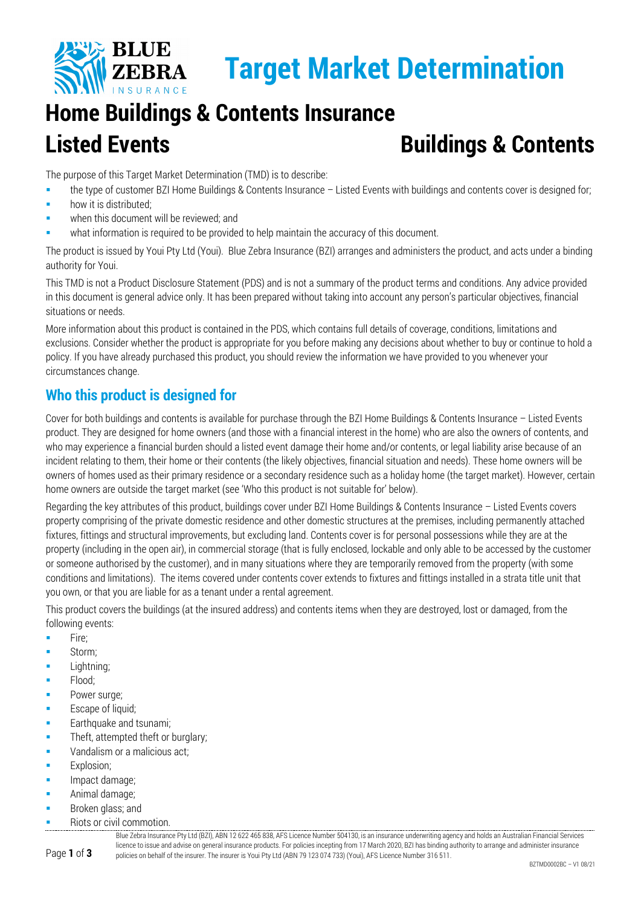# Target Market Determination

# Home Buildings & Contents Insurance

## Listed Events — Buildings & Contents

The purpose of this Target Market Determination (TMD) is to describe:

- the type of customer BZI Home Buildings & Contents Insurance – Listed Events with buildings and contents cover is designed for;
- how it is distributed;
- when this document will be reviewed; and
- what information is required to be provided to help maintain the accuracy of this document.

The product is issued by Youi Pty Ltd (Youi). Blue Zebra Insurance (BZI) arranges and administers the product, and acts under a binding authority for Youi.

This TMD is not a Product Disclosure Statement (PDS) and is not a summary of the product terms and conditions. Any advice provided in this document is general advice only. It has been prepared without taking into account any person's particular objectives, financial situations or needs.

More information about this product is contained in the PDS, which contains full details of coverage, conditions, limitations and exclusions. Consider whether the product is appropriate for you before making any decisions about whether to buy or continue to hold a policy. If you have already purchased this product, you should review the information we have provided to you whenever your circumstances change.

## Who this product is designed for

Cover for both buildings and contents is available for purchase through the BZI Home Buildings & Contents Insurance – Listed Events product. They are designed for home owners (and those with a financial interest in the home) who are also the owners of contents, and who may experience a financial burden should a listed event damage their home and/or contents, or legal liability arise because of an incident relating to them, their home or their contents (the likely objectives, financial situation and needs). These home owners will be owners of homes used as their primary residence or a secondary residence such as a holiday home (the target market). However, certain home owners are outside the target market (see 'Who this product is not suitable for' below).

Regarding the key attributes of this product, buildings cover under BZI Home Buildings & Contents Insurance – Listed Events covers property comprising of the private domestic residence and other domestic structures at the premises, including permanently attached fixtures, fittings and structural improvements, but excluding land. Contents cover is for personal possessions while they are at the property (including in the open air), in commercial storage (that is fully enclosed, lockable and only able to be accessed by the customer or someone authorised by the customer), and in many situations where they are temporarily removed from the property (with some conditions and limitations). The items covered under contents cover extends to fixtures and fittings installed in a strata title unit that you own, or that you are liable for as a tenant under a rental agreement.

This product covers the buildings (at the insured address) and contents items when they are destroyed, lost or damaged, from the following events:

- Fire;
- Storm;
- Lightning;
- Flood;
- Power surge;
- Escape of liquid;
- Earthquake and tsunami;
- Theft, attempted theft or burglary;
- Vandalism or a malicious act;
- Explosion;
- Impact damage;
- Animal damage;
- Broken glass; and
- Riots or civil commotion.

Blue Zebra Insurance Pty Ltd (BZI), ABN 12 622 465 838, AFS Licence Number 504130, is an insurance underwriting agency and holds an Australian Financial Services licence to issue and advise on general insurance products. For policies incepting from 17 March 2020, BZI has binding authority to arrange and administer insurance policies on behalf of the insurer. The insurer is Youi Pty Ltd (ABN 79 123 074 733) (Youi), AFS Licence Number 316 511.

BZTMD0002BC – V1 08/21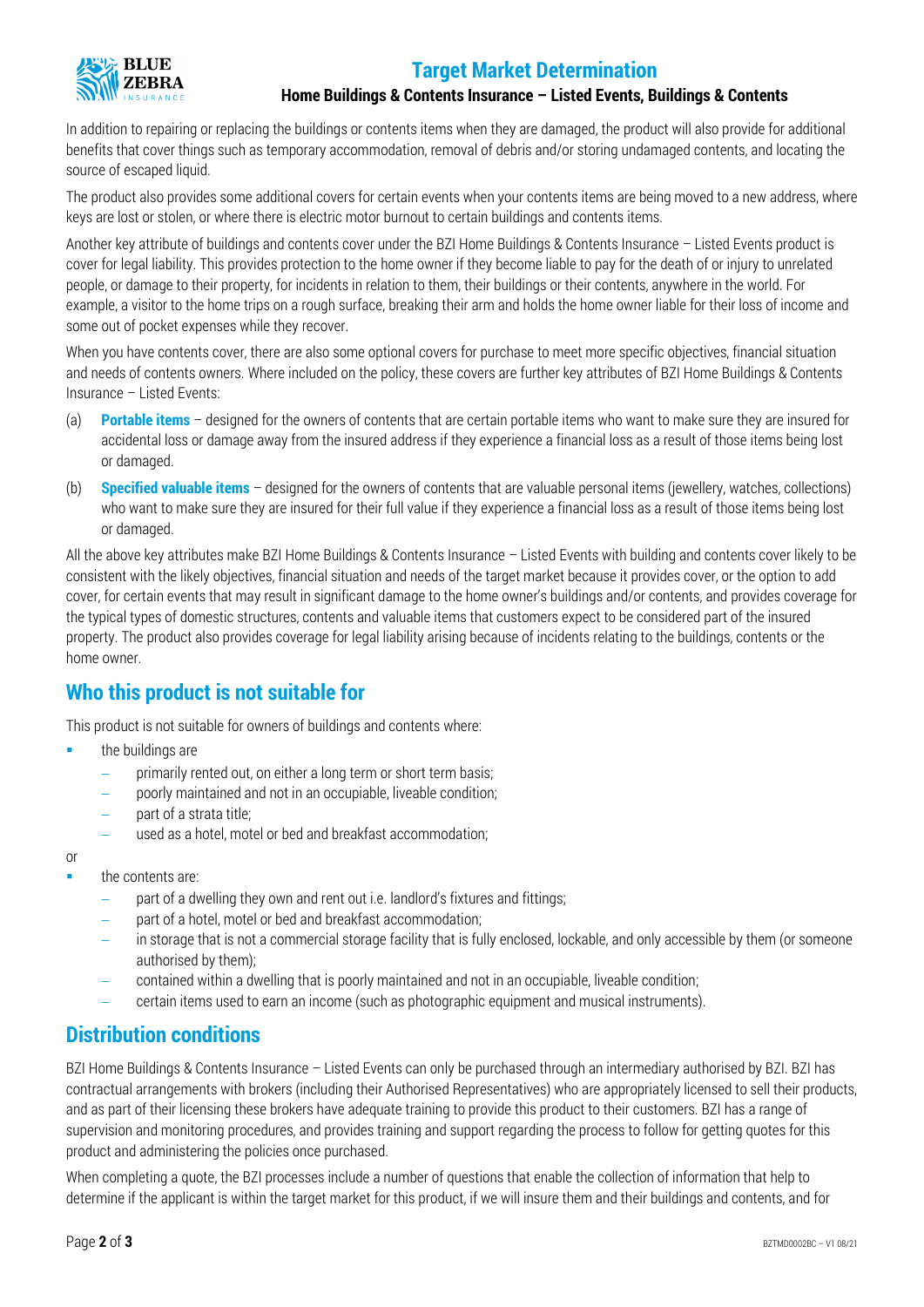In addition to repairing or replacing the buildings or contents items when they are damaged, the product will also provide for additional benefits that cover things such as temporary accommodation, removal of debris and/or storing undamaged contents, and locating the source of escaped liquid.

The product also provides some additional covers for certain events when your contents items are being moved to a new address, where keys are lost or stolen, or where there is electric motor burnout to certain buildings and contents items.

Another key attribute of buildings and contents cover under the BZI Home Buildings & Contents Insurance – Listed Events product is cover for legal liability. This provides protection to the home owner if they become liable to pay for the death of or injury to unrelated people, or damage to their property, for incidents in relation to them, their buildings or their contents, anywhere in the world. For example, a visitor to the home trips on a rough surface, breaking their arm and holds the home owner liable for their loss of income and some out of pocket expenses while they recover.

When you have contents cover, there are also some optional covers for purchase to meet more specific objectives, financial situation and needs of contents owners. Where included on the policy, these covers are further key attributes of BZI Home Buildings & Contents Insurance – Listed Events:

(a) **Portable items** – designed for the owners of contents that are certain portable items who want to make sure they are insured for accidental loss or damage away from the insured address if they experience a financial loss as a result of those items being lost or damaged.

(b) **Specified valuable items** – designed for the owners of contents that are valuable personal items (jewellery, watches, collections) who want to make sure they are insured for their full value if they experience a financial loss as a result of those items being lost or damaged.

All the above key attributes make BZI Home Buildings & Contents Insurance – Listed Events with building and contents cover likely to be consistent with the likely objectives, financial situation and needs of the target market because it provides cover, or the option to add cover, for certain events that may result in significant damage to the home owner's buildings and/or contents, and provides coverage for the typical types of domestic structures, contents and valuable items that customers expect to be considered part of the insured property. The product also provides coverage for legal liability arising because of incidents relating to the buildings, contents or the home owner.

## Who this product is not suitable for

This product is not suitable for owners of buildings and contents where:

- the buildings are
  - primarily rented out, on either a long term or short term basis;
  - poorly maintained and not in an occupiable, liveable condition;
  - part of a strata title;
  - used as a hotel, motel or bed and breakfast accommodation;

or

- the contents are:
  - part of a dwelling they own and rent out i.e. landlord's fixtures and fittings;
  - part of a hotel, motel or bed and breakfast accommodation;
  - in storage that is not a commercial storage facility that is fully enclosed, lockable, and only accessible by them (or someone authorised by them);
  - contained within a dwelling that is poorly maintained and not in an occupiable, liveable condition;
  - certain items used to earn an income (such as photographic equipment and musical instruments).

## Distribution conditions

BZI Home Buildings & Contents Insurance – Listed Events can only be purchased through an intermediary authorised by BZI. BZI has contractual arrangements with brokers (including their Authorised Representatives) who are appropriately licensed to sell their products, and as part of their licensing these brokers have adequate training to provide this product to their customers. BZI has a range of supervision and monitoring procedures, and provides training and support regarding the process to follow for getting quotes for this product and administering the policies once purchased.

When completing a quote, the BZI processes include a number of questions that enable the collection of information that help to determine if the applicant is within the target market for this product, if we will insure them and their buildings and contents, and for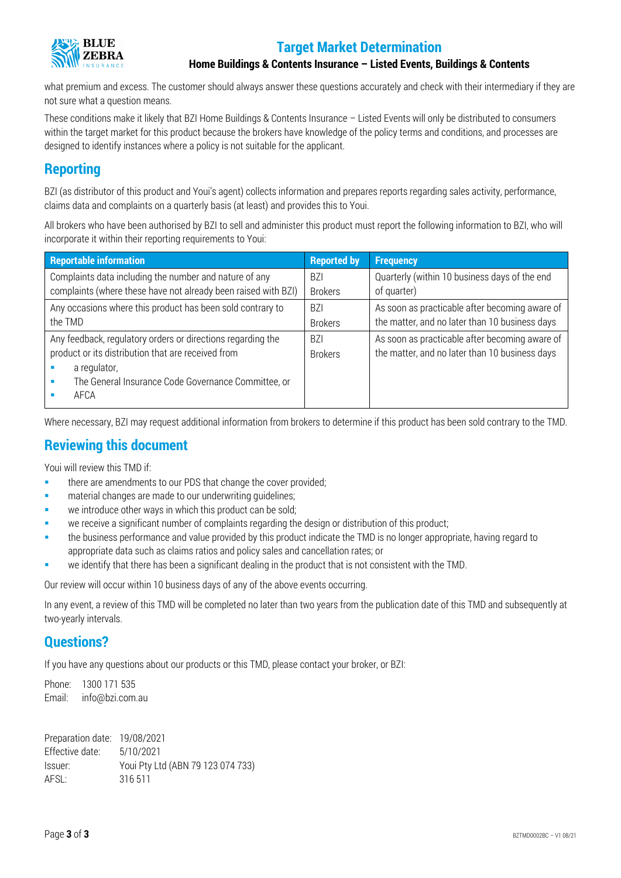what premium and excess. The customer should always answer these questions accurately and check with their intermediary if they are not sure what a question means.

These conditions make it likely that BZI Home Buildings & Contents Insurance – Listed Events will only be distributed to consumers within the target market for this product because the brokers have knowledge of the policy terms and conditions, and processes are designed to identify instances where a policy is not suitable for the applicant.

## Reporting

BZI (as distributor of this product and Youi's agent) collects information and prepares reports regarding sales activity, performance, claims data and complaints on a quarterly basis (at least) and provides this to Youi.

All brokers who have been authorised by BZI to sell and administer this product must report the following information to BZI, who will incorporate it within their reporting requirements to Youi:

| Reportable information | Reported by | Frequency |
| --- | --- | --- |
| Complaints data including the number and nature of any complaints (where these have not already been raised with BZI) | BZI Brokers | Quarterly (within 10 business days of the end of quarter) |
| Any occasions where this product has been sold contrary to the TMD | BZI Brokers | As soon as practicable after becoming aware of the matter, and no later than 10 business days |
| Any feedback, regulatory orders or directions regarding the product or its distribution that are received from: <br>▪ a regulator, <br>▪ The General Insurance Code Governance Committee, or <br>▪ AFCA | BZI Brokers | As soon as practicable after becoming aware of the matter, and no later than 10 business days |

Where necessary, BZI may request additional information from brokers to determine if this product has been sold contrary to the TMD.

## Reviewing this document

Youi will review this TMD if:

- there are amendments to our PDS that change the cover provided;
- material changes are made to our underwriting guidelines;
- we introduce other ways in which this product can be sold;
- we receive a significant number of complaints regarding the design or distribution of this product;
- the business performance and value provided by this product indicate the TMD is no longer appropriate, having regard to appropriate data such as claims ratios and policy sales and cancellation rates; or
- we identify that there has been a significant dealing in the product that is not consistent with the TMD.

Our review will occur within 10 business days of any of the above events occurring.

In any event, a review of this TMD will be completed no later than two years from the publication date of this TMD and subsequently at two-yearly intervals.

## Questions?

If you have any questions about our products or this TMD, please contact your broker, or BZI:

Phone: 1300 171 535
Email: info@bzi.com.au

Preparation date: 19/08/2021
Effective date: 5/10/2021
Issuer: Youi Pty Ltd (ABN 79 123 074 733)
AFSL: 316 511